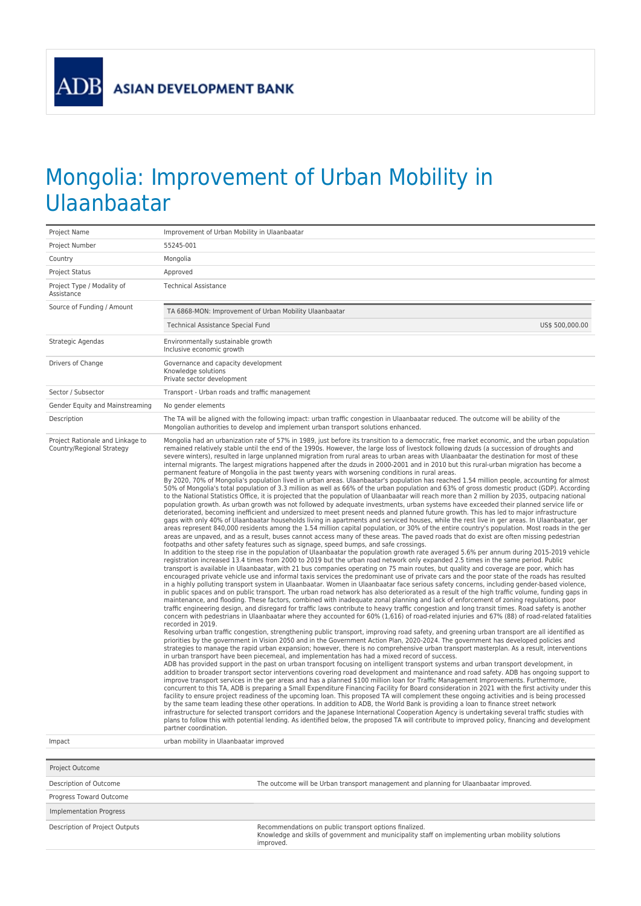ADB ASIAN DEVELOPMENT BANK

# Mongolia: Improvement of Urban Mobility in Ulaanbaatar

| | |
|---|---|
| Project Name | Improvement of Urban Mobility in Ulaanbaatar |
| Project Number | 55245-001 |
| Country | Mongolia |
| Project Status | Approved |
| Project Type / Modality of Assistance | Technical Assistance |
| Source of Funding / Amount | TA 6868-MON: Improvement of Urban Mobility Ulaanbaatar<br>Technical Assistance Special Fund US$ 500,000.00 |
| Strategic Agendas | Environmentally sustainable growth<br>Inclusive economic growth |
| Drivers of Change | Governance and capacity development<br>Knowledge solutions<br>Private sector development |
| Sector / Subsector | Transport - Urban roads and traffic management |
| Gender Equity and Mainstreaming | No gender elements |
| Description | The TA will be aligned with the following impact: urban traffic congestion in Ulaanbaatar reduced. The outcome will be ability of the Mongolian authorities to develop and implement urban transport solutions enhanced. |
| Project Rationale and Linkage to Country/Regional Strategy | Mongolia had an urbanization rate of 57% in 1989, just before its transition to a democratic, free market economic, and the urban population remained relatively stable until the end of the 1990s. However, the large loss of livestock following dzuds (a succession of droughts and severe winters), resulted in large unplanned migration from rural areas to urban areas with Ulaanbaatar the destination for most of these internal migrants. The largest migrations happened after the dzuds in 2000-2001 and in 2010 but this rural-urban migration has become a permanent feature of Mongolia in the past twenty years with worsening conditions in rural areas.<br>By 2020, 70% of Mongolia's population lived in urban areas. Ulaanbaatar's population has reached 1.54 million people, accounting for almost 50% of Mongolia's total population of 3.3 million as well as 66% of the urban population and 63% of gross domestic product (GDP). According to the National Statistics Office, it is projected that the population of Ulaanbaatar will reach more than 2 million by 2035, outpacing national population growth. As urban growth was not followed by adequate investments, urban systems have exceeded their planned service life or deteriorated, becoming inefficient and undersized to meet present needs and planned future growth. This has led to major infrastructure gaps with only 40% of Ulaanbaatar households living in apartments and serviced houses, while the rest live in ger areas. In Ulaanbaatar, ger areas represent 840,000 residents among the 1.54 million capital population, or 30% of the entire country's population. Most roads in the ger areas are unpaved, and as a result, buses cannot access many of these areas. The paved roads that do exist are often missing pedestrian footpaths and other safety features such as signage, speed bumps, and safe crossings.<br>In addition to the steep rise in the population of Ulaanbaatar the population growth rate averaged 5.6% per annum during 2015-2019 vehicle registration increased 13.4 times from 2000 to 2019 but the urban road network only expanded 2.5 times in the same period. Public transport is available in Ulaanbaatar, with 21 bus companies operating on 75 main routes, but quality and coverage are poor, which has encouraged private vehicle use and informal taxis services the predominant use of private cars and the poor state of the roads has resulted in a highly polluting transport system in Ulaanbaatar. Women in Ulaanbaatar face serious safety concerns, including gender-based violence, in public spaces and on public transport. The urban road network has also deteriorated as a result of the high traffic volume, funding gaps in maintenance, and flooding. These factors, combined with inadequate zonal planning and lack of enforcement of zoning regulations, poor traffic engineering design, and disregard for traffic laws contribute to heavy traffic congestion and long transit times. Road safety is another concern with pedestrians in Ulaanbaatar where they accounted for 60% (1,616) of road-related injuries and 67% (88) of road-related fatalities recorded in 2019.<br>Resolving urban traffic congestion, strengthening public transport, improving road safety, and greening urban transport are all identified as priorities by the government in Vision 2050 and in the Government Action Plan, 2020-2024. The government has developed policies and strategies to manage the rapid urban expansion; however, there is no comprehensive urban transport masterplan. As a result, interventions in urban transport have been piecemeal, and implementation has had a mixed record of success.<br>ADB has provided support in the past on urban transport focusing on intelligent transport systems and urban transport development, in addition to broader transport sector interventions covering road development and maintenance and road safety. ADB has ongoing support to improve transport services in the ger areas and has a planned $100 million loan for Traffic Management Improvements. Furthermore, concurrent to this TA, ADB is preparing a Small Expenditure Financing Facility for Board consideration in 2021 with the first activity under this facility to ensure project readiness of the upcoming loan. This proposed TA will complement these ongoing activities and is being processed by the same team leading these other operations. In addition to ADB, the World Bank is providing a loan to finance street network infrastructure for selected transport corridors and the Japanese International Cooperation Agency is undertaking several traffic studies with plans to follow this with potential lending. As identified below, the proposed TA will contribute to improved policy, financing and development partner coordination. |
| Impact | urban mobility in Ulaanbaatar improved |

| Project Outcome | |
|---|---|
| Description of Outcome | The outcome will be Urban transport management and planning for Ulaanbaatar improved. |
| Progress Toward Outcome | |
| **Implementation Progress** | |
| Description of Project Outputs | Recommendations on public transport options finalized.<br>Knowledge and skills of government and municipality staff on implementing urban mobility solutions improved. |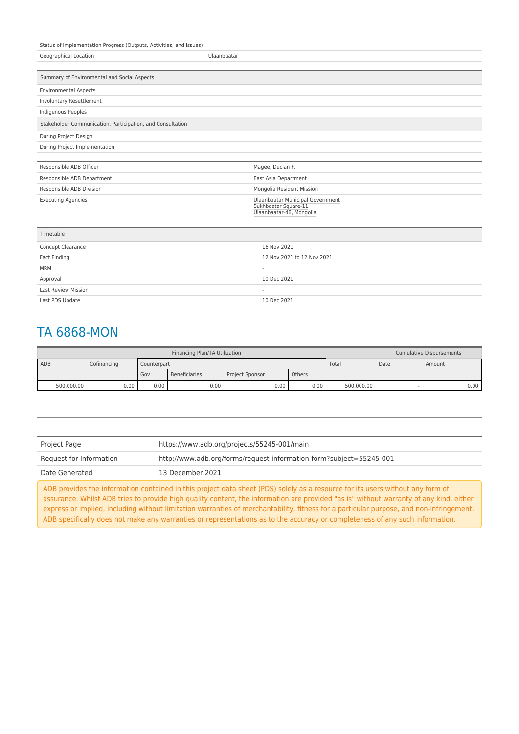| | |
|---|---|
| Status of Implementation Progress (Outputs, Activities, and Issues) | |
| Geographical Location | Ulaanbaatar |

| Summary of Environmental and Social Aspects | |
|---|---|
| Environmental Aspects | |
| Involuntary Resettlement | |
| Indigenous Peoples | |
| **Stakeholder Communication, Participation, and Consultation** | |
| During Project Design | |
| During Project Implementation | |

| | |
|---|---|
| Responsible ADB Officer | Magee, Declan F. |
| Responsible ADB Department | East Asia Department |
| Responsible ADB Division | Mongolia Resident Mission |
| Executing Agencies | Ulaanbaatar Municipal Government<br>Sukhbaatar Square-11<br>Ulaanbaatar-46, Mongolia |

| Timetable | |
|---|---|
| Concept Clearance | 16 Nov 2021 |
| Fact Finding | 12 Nov 2021 to 12 Nov 2021 |
| MRM | - |
| Approval | 10 Dec 2021 |
| Last Review Mission | - |
| Last PDS Update | 10 Dec 2021 |

## TA 6868-MON

| Financing Plan/TA Utilization | | | | | | | Cumulative Disbursements | |
|---|---|---|---|---|---|---|---|---|
| ADB | Cofinancing | Counterpart | | | | Total | Date | Amount |
| | | Gov | Beneficiaries | Project Sponsor | Others | | | |
| 500,000.00 | 0.00 | 0.00 | 0.00 | 0.00 | 0.00 | 500,000.00 | - | 0.00 |

| | |
|---|---|
| Project Page | https://www.adb.org/projects/55245-001/main |
| Request for Information | http://www.adb.org/forms/request-information-form?subject=55245-001 |
| Date Generated | 13 December 2021 |

ADB provides the information contained in this project data sheet (PDS) solely as a resource for its users without any form of assurance. Whilst ADB tries to provide high quality content, the information are provided "as is" without warranty of any kind, either express or implied, including without limitation warranties of merchantability, fitness for a particular purpose, and non-infringement. ADB specifically does not make any warranties or representations as to the accuracy or completeness of any such information.